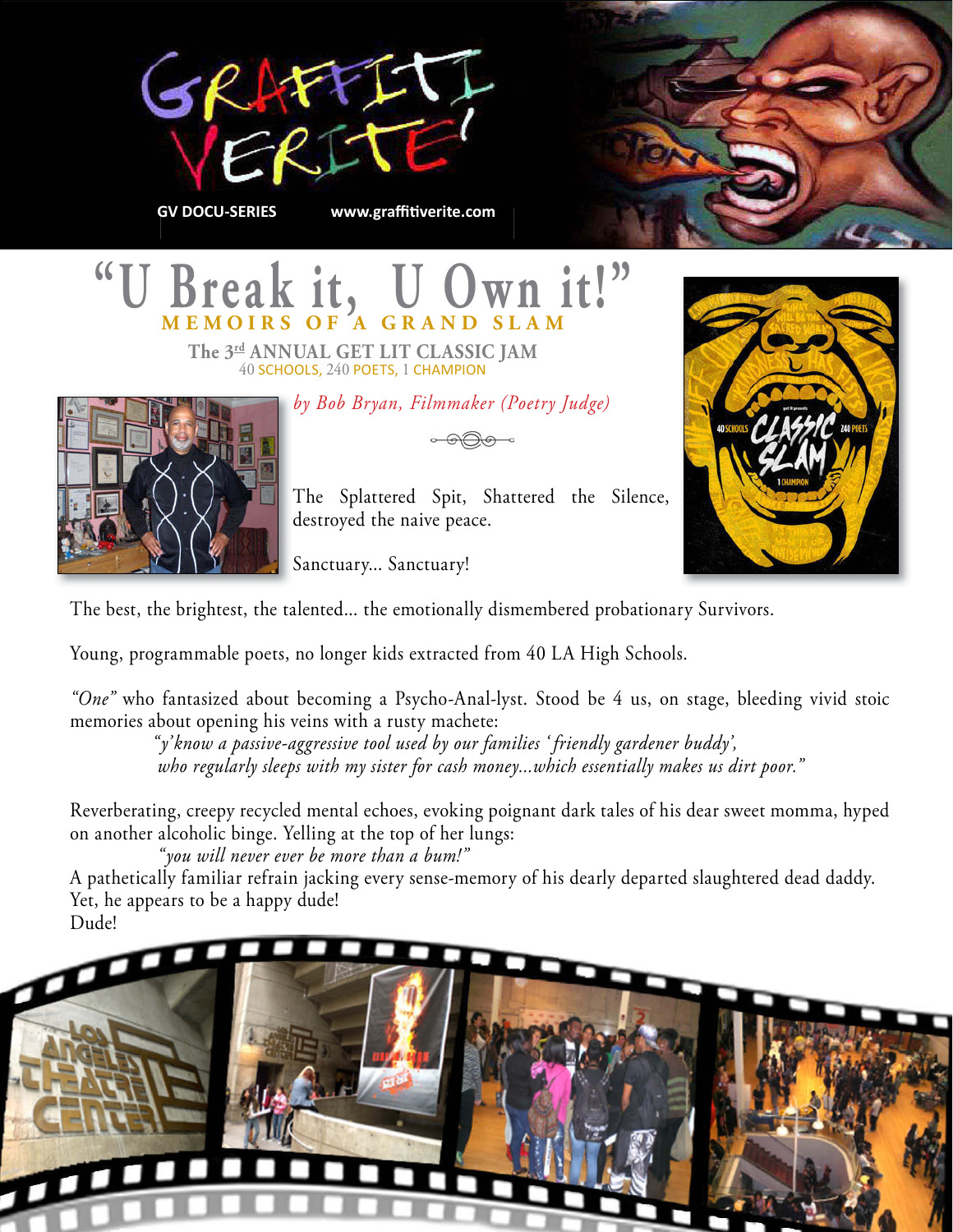# GRAFFITI VERITE'

**GV DOCU-SERIES** www.graffitiverite.com

# "U Break it, U Own it!"

## MEMOIRS OF A GRAND SLAM

### The 3rd ANNUAL GET LIT CLASSIC JAM

40 SCHOOLS, 240 POETS, 1 CHAMPION

*by Bob Bryan, Filmmaker (Poetry Judge)*

The Splattered Spit, Shattered the Silence, destroyed the naive peace.

Sanctuary... Sanctuary!

The best, the brightest, the talented... the emotionally dismembered probationary Survivors.

Young, programmable poets, no longer kids extracted from 40 LA High Schools.

*"One"* who fantasized about becoming a Psycho-Anal-lyst. Stood be 4 us, on stage, bleeding vivid stoic memories about opening his veins with a rusty machete:

> *"y'know a passive-aggressive tool used by our families 'friendly gardener buddy',*
> *who regularly sleeps with my sister for cash money...which essentially makes us dirt poor."*

Reverberating, creepy recycled mental echoes, evoking poignant dark tales of his dear sweet momma, hyped on another alcoholic binge. Yelling at the top of her lungs:

> *"you will never ever be more than a bum!"*

A pathetically familiar refrain jacking every sense-memory of his dearly departed slaughtered dead daddy.
Yet, he appears to be a happy dude!
Dude!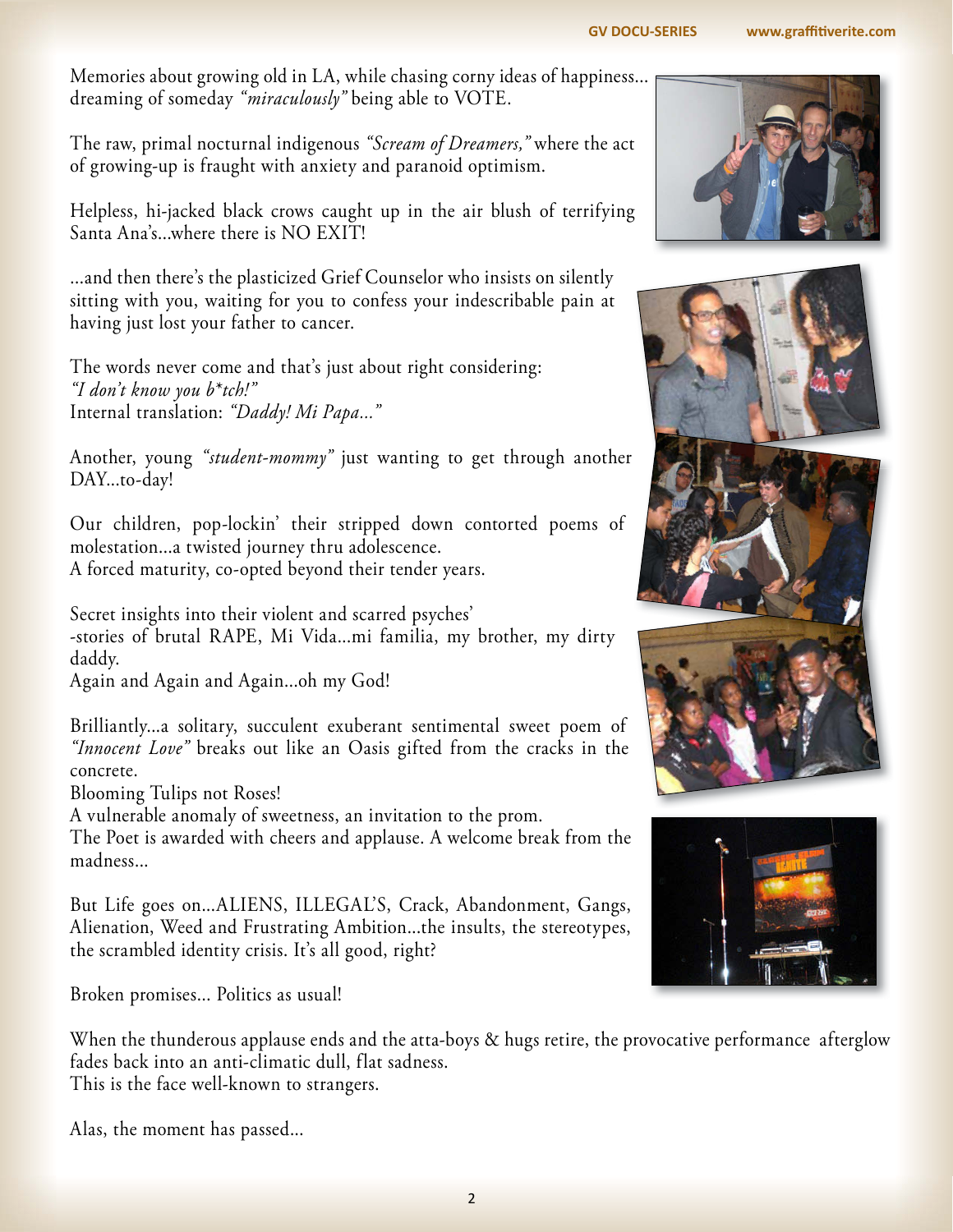Memories about growing old in LA, while chasing corny ideas of happiness... dreaming of someday *"miraculously"* being able to VOTE.

The raw, primal nocturnal indigenous *"Scream of Dreamers,"* where the act of growing-up is fraught with anxiety and paranoid optimism.

Helpless, hi-jacked black crows caught up in the air blush of terrifying Santa Ana's...where there is NO EXIT!

...and then there's the plasticized Grief Counselor who insists on silently sitting with you, waiting for you to confess your indescribable pain at having just lost your father to cancer.

The words never come and that's just about right considering:
*"I don't know you b*tch!"*
Internal translation: *"Daddy! Mi Papa..."*

Another, young *"student-mommy"* just wanting to get through another DAY...to-day!

Our children, pop-lockin' their stripped down contorted poems of molestation...a twisted journey thru adolescence.
A forced maturity, co-opted beyond their tender years.

Secret insights into their violent and scarred psyches'
-stories of brutal RAPE, Mi Vida...mi familia, my brother, my dirty daddy.
Again and Again and Again...oh my God!

Brilliantly...a solitary, succulent exuberant sentimental sweet poem of *"Innocent Love"* breaks out like an Oasis gifted from the cracks in the concrete.
Blooming Tulips not Roses!
A vulnerable anomaly of sweetness, an invitation to the prom.
The Poet is awarded with cheers and applause. A welcome break from the madness...

But Life goes on...ALIENS, ILLEGAL'S, Crack, Abandonment, Gangs, Alienation, Weed and Frustrating Ambition...the insults, the stereotypes, the scrambled identity crisis. It's all good, right?

Broken promises... Politics as usual!

When the thunderous applause ends and the atta-boys & hugs retire, the provocative performance afterglow fades back into an anti-climatic dull, flat sadness.
This is the face well-known to strangers.

Alas, the moment has passed...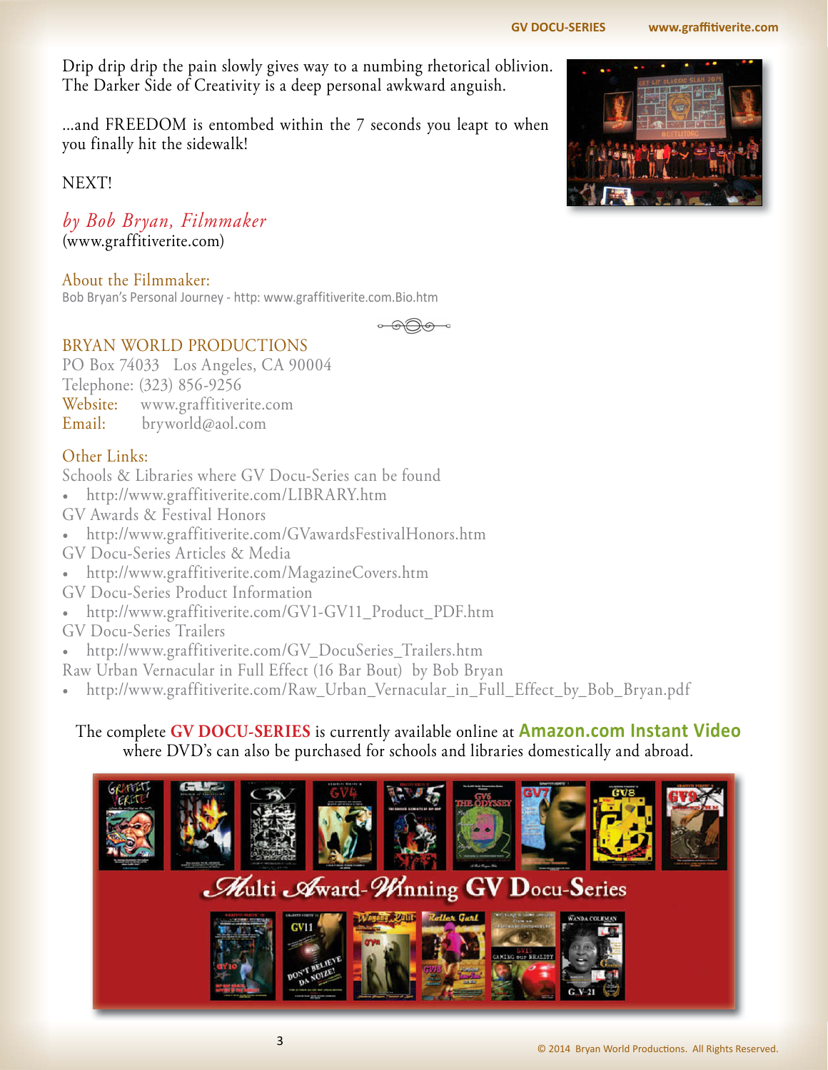Drip drip drip the pain slowly gives way to a numbing rhetorical oblivion. The Darker Side of Creativity is a deep personal awkward anguish.

...and FREEDOM is entombed within the 7 seconds you leapt to when you finally hit the sidewalk!

NEXT!

*by Bob Bryan, Filmmaker*
(www.graffitiverite.com)

About the Filmmaker:
Bob Bryan's Personal Journey - http: www.graffitiverite.com.Bio.htm

## BRYAN WORLD PRODUCTIONS

PO Box 74033 Los Angeles, CA 90004
Telephone: (323) 856-9256
Website: www.graffitiverite.com
Email: bryworld@aol.com

Other Links:

Schools & Libraries where GV Docu-Series can be found

- http://www.graffitiverite.com/LIBRARY.htm

GV Awards & Festival Honors

- http://www.graffitiverite.com/GVawardsFestivalHonors.htm

GV Docu-Series Articles & Media

- http://www.graffitiverite.com/MagazineCovers.htm

GV Docu-Series Product Information

- http://www.graffitiverite.com/GV1-GV11_Product_PDF.htm

GV Docu-Series Trailers

- http://www.graffitiverite.com/GV_DocuSeries_Trailers.htm

Raw Urban Vernacular in Full Effect (16 Bar Bout) by Bob Bryan

- http://www.graffitiverite.com/Raw_Urban_Vernacular_in_Full_Effect_by_Bob_Bryan.pdf

The complete **GV DOCU-SERIES** is currently available online at **Amazon.com Instant Video** where DVD's can also be purchased for schools and libraries domestically and abroad.

Multi Award-Winning GV Docu-Series

© 2014 Bryan World Productions. All Rights Reserved.